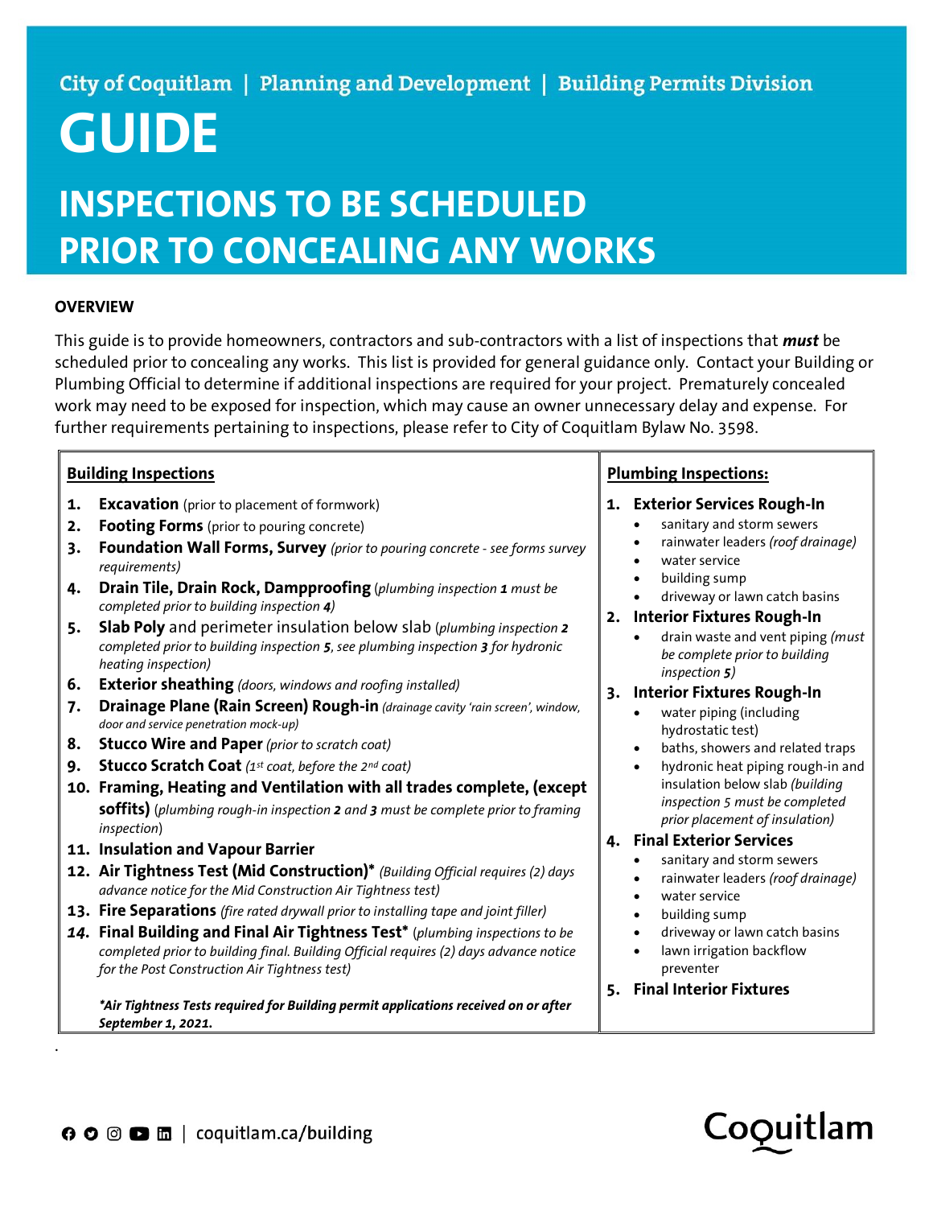City of Coquitlam | Planning and Development | Building Permits Division

# GUIDE

## INSPECTIONS TO BE SCHEDULED PRIOR TO CONCEALING ANY WORKS

### OVERVIEW

This guide is to provide homeowners, contractors and sub-contractors with a list of inspections that ***must*** be scheduled prior to concealing any works. This list is provided for general guidance only. Contact your Building or Plumbing Official to determine if additional inspections are required for your project. Prematurely concealed work may need to be exposed for inspection, which may cause an owner unnecessary delay and expense. For further requirements pertaining to inspections, please refer to City of Coquitlam Bylaw No. 3598.

### Building Inspections

1. **Excavation** (prior to placement of formwork)
2. **Footing Forms** (prior to pouring concrete)
3. **Foundation Wall Forms, Survey** *(prior to pouring concrete - see forms survey requirements)*
4. **Drain Tile, Drain Rock, Dampproofing** (*plumbing inspection **1** must be completed prior to building inspection **4***)
5. **Slab Poly** and perimeter insulation below slab (*plumbing inspection **2** completed prior to building inspection **5**, see plumbing inspection **3** for hydronic heating inspection*)
6. **Exterior sheathing** *(doors, windows and roofing installed)*
7. **Drainage Plane (Rain Screen) Rough-in** *(drainage cavity 'rain screen', window, door and service penetration mock-up)*
8. **Stucco Wire and Paper** *(prior to scratch coat)*
9. **Stucco Scratch Coat** *(1st coat, before the 2nd coat)*
10. **Framing, Heating and Ventilation with all trades complete, (except soffits)** (*plumbing rough-in inspection **2** and **3** must be complete prior to framing inspection*)
11. **Insulation and Vapour Barrier**
12. **Air Tightness Test (Mid Construction)\*** *(Building Official requires (2) days advance notice for the Mid Construction Air Tightness test)*
13. **Fire Separations** *(fire rated drywall prior to installing tape and joint filler)*
14. **Final Building and Final Air Tightness Test\*** (*plumbing inspections to be completed prior to building final. Building Official requires (2) days advance notice for the Post Construction Air Tightness test*)

***\*Air Tightness Tests required for Building permit applications received on or after September 1, 2021.***

### Plumbing Inspections:

1. **Exterior Services Rough-In**
   - sanitary and storm sewers
   - rainwater leaders *(roof drainage)*
   - water service
   - building sump
   - driveway or lawn catch basins
2. **Interior Fixtures Rough-In**
   - drain waste and vent piping *(must be complete prior to building inspection 5)*
3. **Interior Fixtures Rough-In**
   - water piping (including hydrostatic test)
   - baths, showers and related traps
   - hydronic heat piping rough-in and insulation below slab *(building inspection 5 must be completed prior placement of insulation)*
4. **Final Exterior Services**
   - sanitary and storm sewers
   - rainwater leaders *(roof drainage)*
   - water service
   - building sump
   - driveway or lawn catch basins
   - lawn irrigation backflow preventer
5. **Final Interior Fixtures**

coquitlam.ca/building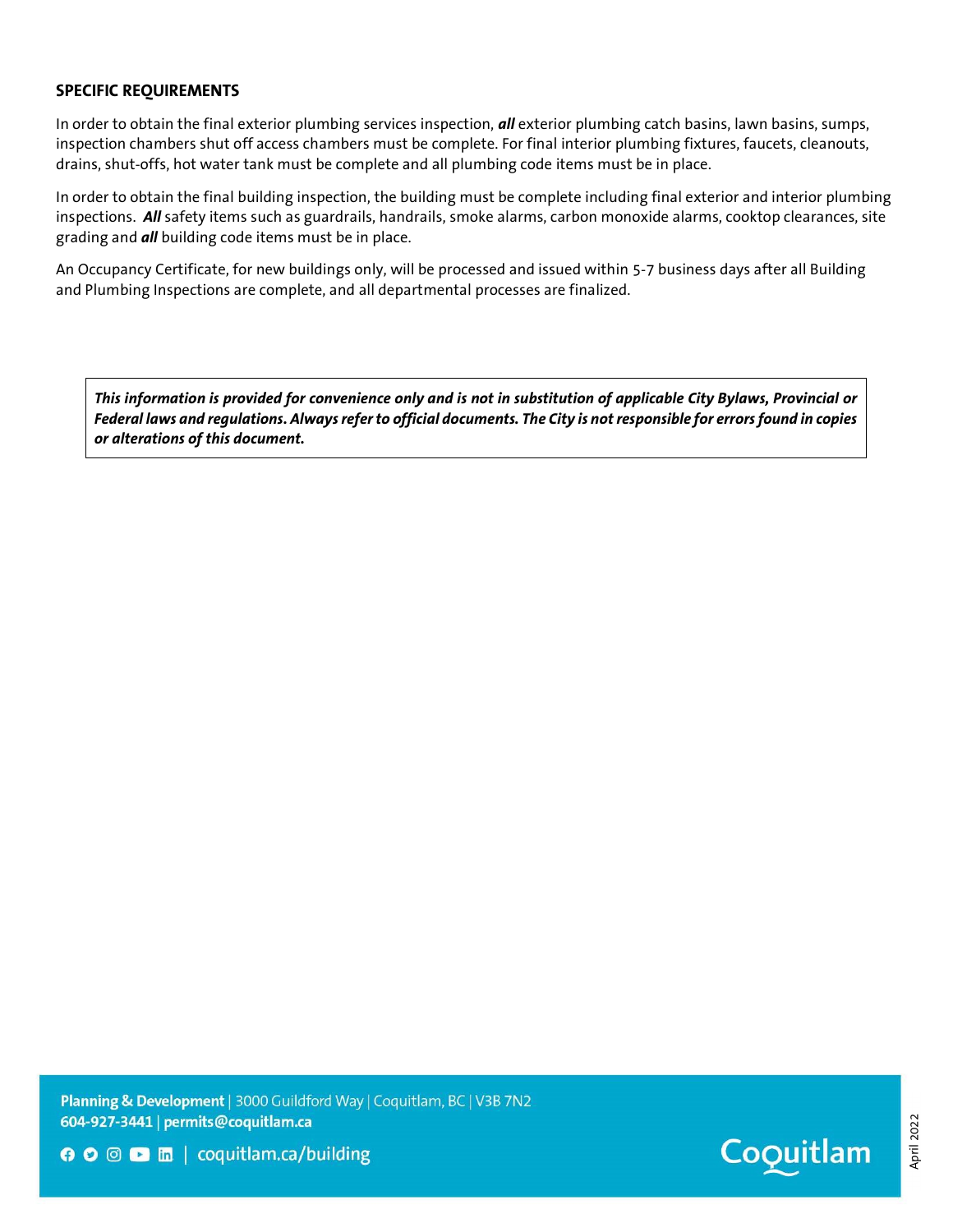## SPECIFIC REQUIREMENTS

In order to obtain the final exterior plumbing services inspection, ***all*** exterior plumbing catch basins, lawn basins, sumps, inspection chambers shut off access chambers must be complete. For final interior plumbing fixtures, faucets, cleanouts, drains, shut-offs, hot water tank must be complete and all plumbing code items must be in place.

In order to obtain the final building inspection, the building must be complete including final exterior and interior plumbing inspections. ***All*** safety items such as guardrails, handrails, smoke alarms, carbon monoxide alarms, cooktop clearances, site grading and ***all*** building code items must be in place.

An Occupancy Certificate, for new buildings only, will be processed and issued within 5-7 business days after all Building and Plumbing Inspections are complete, and all departmental processes are finalized.

***This information is provided for convenience only and is not in substitution of applicable City Bylaws, Provincial or Federal laws and regulations. Always refer to official documents. The City is not responsible for errors found in copies or alterations of this document.***

**Planning & Development** | 3000 Guildford Way | Coquitlam, BC | V3B 7N2
**604-927-3441** | **permits@coquitlam.ca**

coquitlam.ca/building

Coquitlam

April 2022